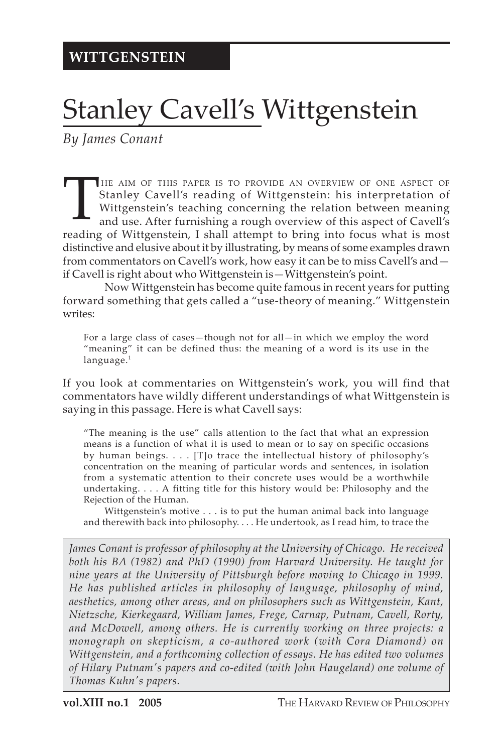**WITTGENSTEIN**

# Stanley Cavell's Wittgenstein

*By James Conant*

THE AIM OF THIS PAPER IS TO PROVIDE AN OVERVIEW OF ONE ASPECT OF Stanley Cavell's reading of Wittgenstein: his interpretation of Wittgenstein's teaching concerning the relation between meaning and use. After furnishing a rough overview of this aspect of Cavell's reading of Wittgenstein, I shall attempt to bring into focus what is most distinctive and elusive about it by illustrating, by means of some examples drawn from commentators on Cavell's work, how easy it can be to miss Cavell's and—if Cavell is right about who Wittgenstein is—Wittgenstein's point.

Now Wittgenstein has become quite famous in recent years for putting forward something that gets called a "use-theory of meaning." Wittgenstein writes:

> For a large class of cases—though not for all—in which we employ the word "meaning" it can be defined thus: the meaning of a word is its use in the language.[1]

If you look at commentaries on Wittgenstein's work, you will find that commentators have wildly different understandings of what Wittgenstein is saying in this passage. Here is what Cavell says:

> "The meaning is the use" calls attention to the fact that what an expression means is a function of what it is used to mean or to say on specific occasions by human beings. . . . [T]o trace the intellectual history of philosophy's concentration on the meaning of particular words and sentences, in isolation from a systematic attention to their concrete uses would be a worthwhile undertaking. . . . A fitting title for this history would be: Philosophy and the Rejection of the Human.
>
> Wittgenstein's motive . . . is to put the human animal back into language and therewith back into philosophy. . . . He undertook, as I read him, to trace the

*James Conant is professor of philosophy at the University of Chicago. He received both his BA (1982) and PhD (1990) from Harvard University. He taught for nine years at the University of Pittsburgh before moving to Chicago in 1999. He has published articles in philosophy of language, philosophy of mind, aesthetics, among other areas, and on philosophers such as Wittgenstein, Kant, Nietzsche, Kierkegaard, William James, Frege, Carnap, Putnam, Cavell, Rorty, and McDowell, among others. He is currently working on three projects: a monograph on skepticism, a co-authored work (with Cora Diamond) on Wittgenstein, and a forthcoming collection of essays. He has edited two volumes of Hilary Putnam's papers and co-edited (with John Haugeland) one volume of Thomas Kuhn's papers.*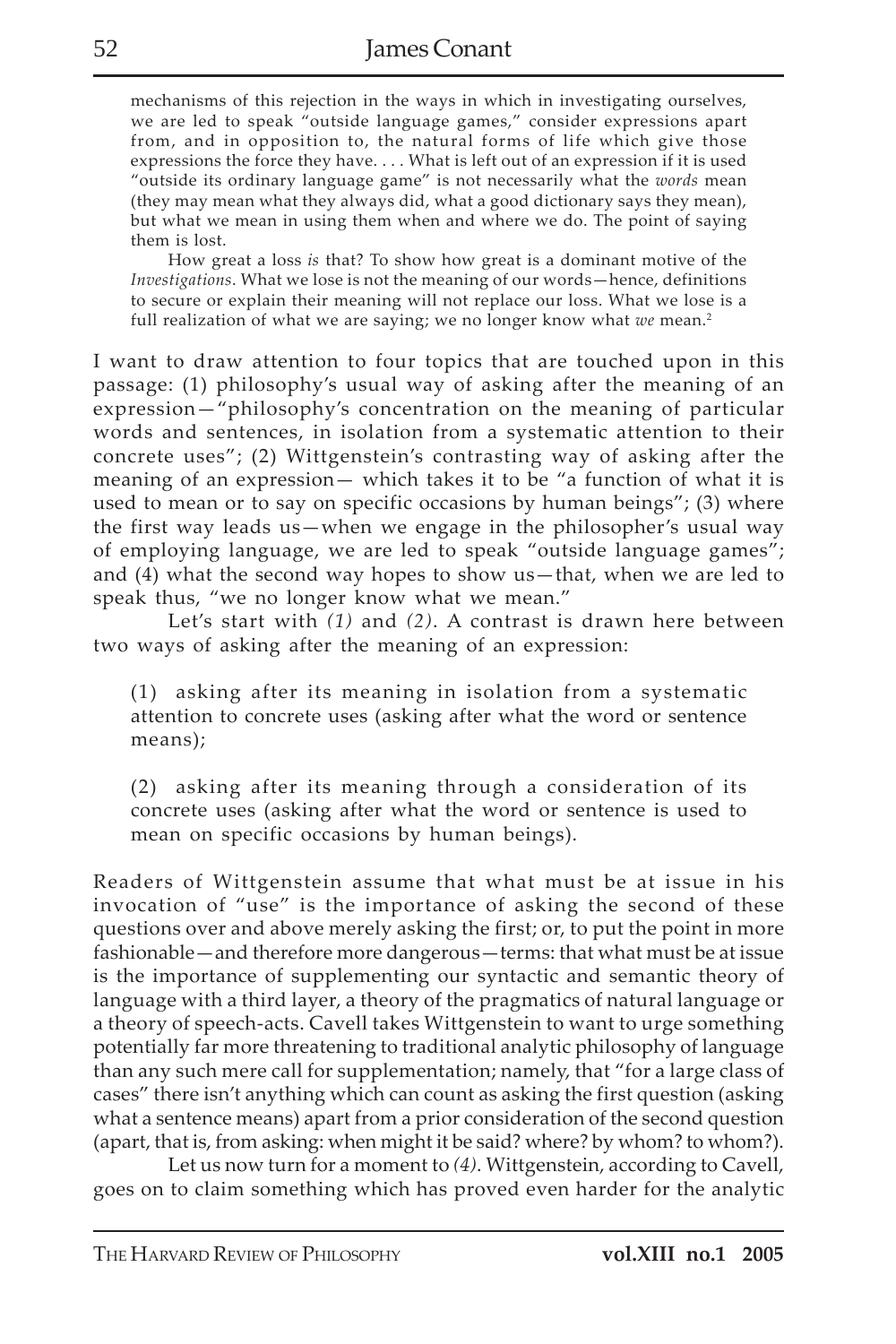> mechanisms of this rejection in the ways in which in investigating ourselves, we are led to speak "outside language games," consider expressions apart from, and in opposition to, the natural forms of life which give those expressions the force they have. . . . What is left out of an expression if it is used "outside its ordinary language game" is not necessarily what the *words* mean (they may mean what they always did, what a good dictionary says they mean), but what we mean in using them when and where we do. The point of saying them is lost.
>
> How great a loss *is* that? To show how great is a dominant motive of the *Investigations*. What we lose is not the meaning of our words—hence, definitions to secure or explain their meaning will not replace our loss. What we lose is a full realization of what we are saying; we no longer know what *we* mean.[2]

I want to draw attention to four topics that are touched upon in this passage: (1) philosophy's usual way of asking after the meaning of an expression—"philosophy's concentration on the meaning of particular words and sentences, in isolation from a systematic attention to their concrete uses"; (2) Wittgenstein's contrasting way of asking after the meaning of an expression— which takes it to be "a function of what it is used to mean or to say on specific occasions by human beings"; (3) where the first way leads us—when we engage in the philosopher's usual way of employing language, we are led to speak "outside language games"; and (4) what the second way hopes to show us—that, when we are led to speak thus, "we no longer know what we mean."

Let's start with *(1)* and *(2)*. A contrast is drawn here between two ways of asking after the meaning of an expression:

> (1) asking after its meaning in isolation from a systematic attention to concrete uses (asking after what the word or sentence means);
>
> (2) asking after its meaning through a consideration of its concrete uses (asking after what the word or sentence is used to mean on specific occasions by human beings).

Readers of Wittgenstein assume that what must be at issue in his invocation of "use" is the importance of asking the second of these questions over and above merely asking the first; or, to put the point in more fashionable—and therefore more dangerous—terms: that what must be at issue is the importance of supplementing our syntactic and semantic theory of language with a third layer, a theory of the pragmatics of natural language or a theory of speech-acts. Cavell takes Wittgenstein to want to urge something potentially far more threatening to traditional analytic philosophy of language than any such mere call for supplementation; namely, that "for a large class of cases" there isn't anything which can count as asking the first question (asking what a sentence means) apart from a prior consideration of the second question (apart, that is, from asking: when might it be said? where? by whom? to whom?).

Let us now turn for a moment to *(4)*. Wittgenstein, according to Cavell, goes on to claim something which has proved even harder for the analytic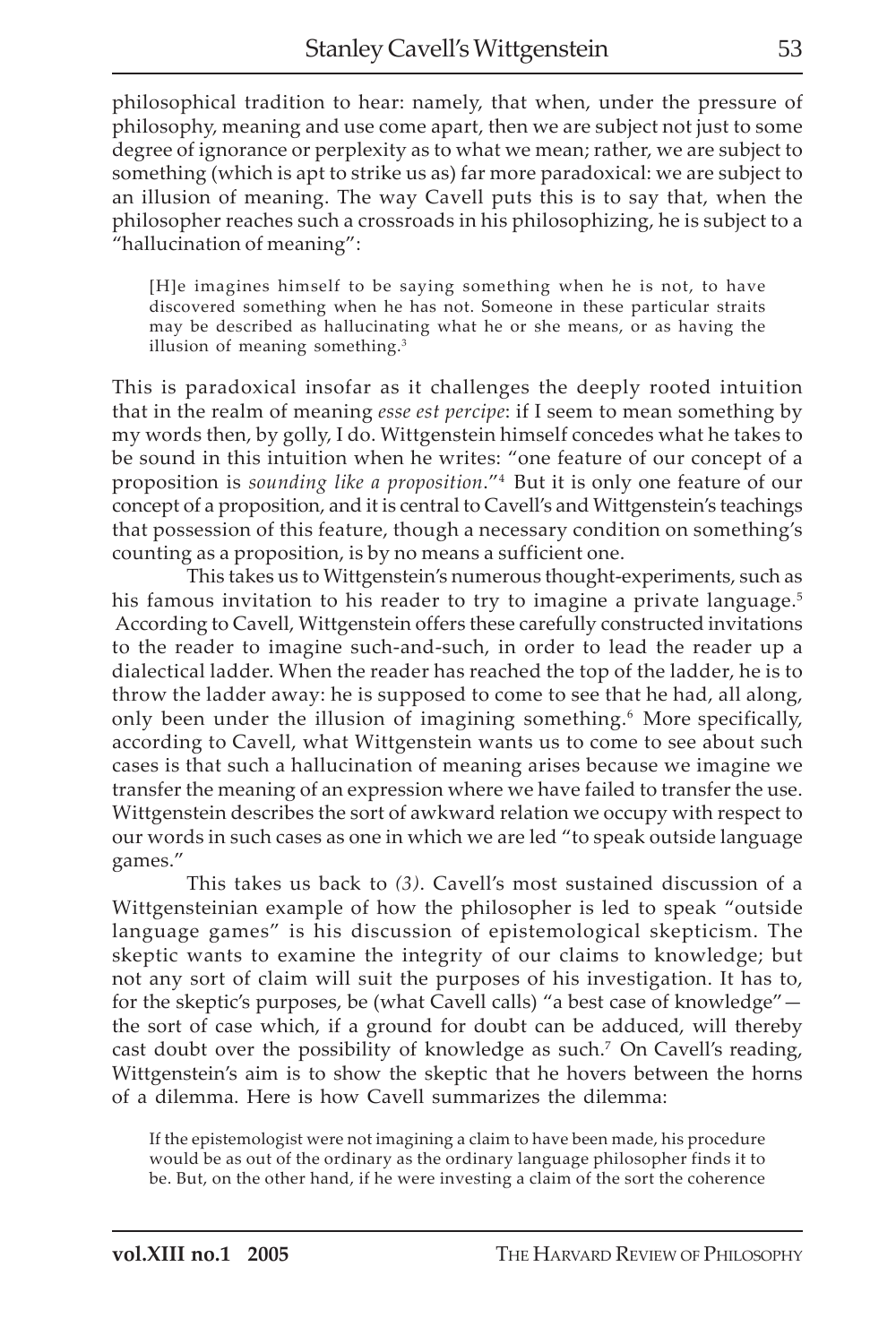philosophical tradition to hear: namely, that when, under the pressure of philosophy, meaning and use come apart, then we are subject not just to some degree of ignorance or perplexity as to what we mean; rather, we are subject to something (which is apt to strike us as) far more paradoxical: we are subject to an illusion of meaning. The way Cavell puts this is to say that, when the philosopher reaches such a crossroads in his philosophizing, he is subject to a "hallucination of meaning":

> [H]e imagines himself to be saying something when he is not, to have discovered something when he has not. Someone in these particular straits may be described as hallucinating what he or she means, or as having the illusion of meaning something.[3]

This is paradoxical insofar as it challenges the deeply rooted intuition that in the realm of meaning *esse est percipe*: if I seem to mean something by my words then, by golly, I do. Wittgenstein himself concedes what he takes to be sound in this intuition when he writes: "one feature of our concept of a proposition is *sounding like a proposition*."[4] But it is only one feature of our concept of a proposition, and it is central to Cavell's and Wittgenstein's teachings that possession of this feature, though a necessary condition on something's counting as a proposition, is by no means a sufficient one.

This takes us to Wittgenstein's numerous thought-experiments, such as his famous invitation to his reader to try to imagine a private language.[5] According to Cavell, Wittgenstein offers these carefully constructed invitations to the reader to imagine such-and-such, in order to lead the reader up a dialectical ladder. When the reader has reached the top of the ladder, he is to throw the ladder away: he is supposed to come to see that he had, all along, only been under the illusion of imagining something.[6] More specifically, according to Cavell, what Wittgenstein wants us to come to see about such cases is that such a hallucination of meaning arises because we imagine we transfer the meaning of an expression where we have failed to transfer the use. Wittgenstein describes the sort of awkward relation we occupy with respect to our words in such cases as one in which we are led "to speak outside language games."

This takes us back to *(3)*. Cavell's most sustained discussion of a Wittgensteinian example of how the philosopher is led to speak "outside language games" is his discussion of epistemological skepticism. The skeptic wants to examine the integrity of our claims to knowledge; but not any sort of claim will suit the purposes of his investigation. It has to, for the skeptic's purposes, be (what Cavell calls) "a best case of knowledge"—the sort of case which, if a ground for doubt can be adduced, will thereby cast doubt over the possibility of knowledge as such.[7] On Cavell's reading, Wittgenstein's aim is to show the skeptic that he hovers between the horns of a dilemma. Here is how Cavell summarizes the dilemma:

> If the epistemologist were not imagining a claim to have been made, his procedure would be as out of the ordinary as the ordinary language philosopher finds it to be. But, on the other hand, if he were investing a claim of the sort the coherence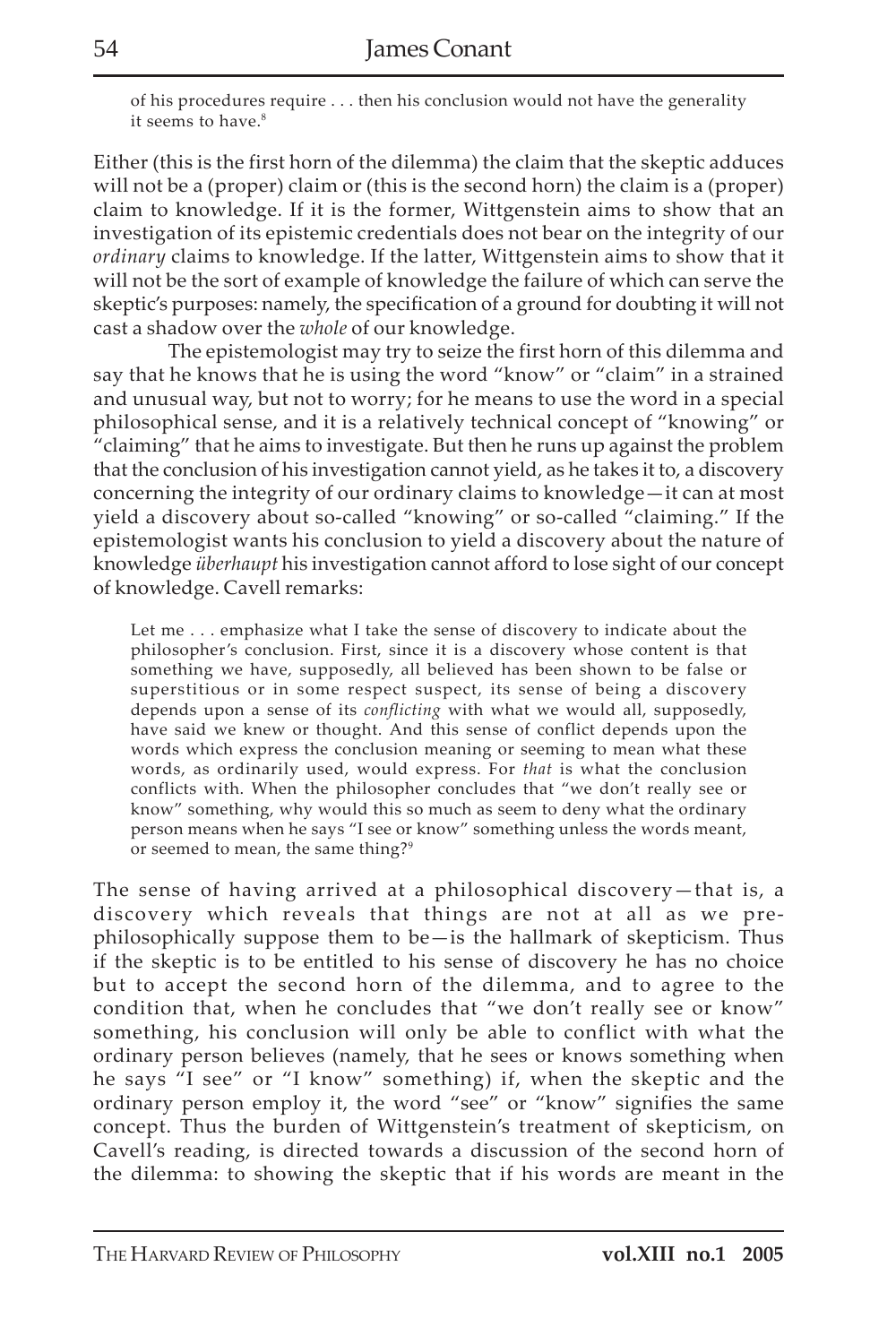of his procedures require . . . then his conclusion would not have the generality it seems to have.[8]

Either (this is the first horn of the dilemma) the claim that the skeptic adduces will not be a (proper) claim or (this is the second horn) the claim is a (proper) claim to knowledge. If it is the former, Wittgenstein aims to show that an investigation of its epistemic credentials does not bear on the integrity of our *ordinary* claims to knowledge. If the latter, Wittgenstein aims to show that it will not be the sort of example of knowledge the failure of which can serve the skeptic's purposes: namely, the specification of a ground for doubting it will not cast a shadow over the *whole* of our knowledge.

The epistemologist may try to seize the first horn of this dilemma and say that he knows that he is using the word "know" or "claim" in a strained and unusual way, but not to worry; for he means to use the word in a special philosophical sense, and it is a relatively technical concept of "knowing" or "claiming" that he aims to investigate. But then he runs up against the problem that the conclusion of his investigation cannot yield, as he takes it to, a discovery concerning the integrity of our ordinary claims to knowledge—it can at most yield a discovery about so-called "knowing" or so-called "claiming." If the epistemologist wants his conclusion to yield a discovery about the nature of knowledge *überhaupt* his investigation cannot afford to lose sight of our concept of knowledge. Cavell remarks:

> Let me . . . emphasize what I take the sense of discovery to indicate about the philosopher's conclusion. First, since it is a discovery whose content is that something we have, supposedly, all believed has been shown to be false or superstitious or in some respect suspect, its sense of being a discovery depends upon a sense of its *conflicting* with what we would all, supposedly, have said we knew or thought. And this sense of conflict depends upon the words which express the conclusion meaning or seeming to mean what these words, as ordinarily used, would express. For *that* is what the conclusion conflicts with. When the philosopher concludes that "we don't really see or know" something, why would this so much as seem to deny what the ordinary person means when he says "I see or know" something unless the words meant, or seemed to mean, the same thing?[9]

The sense of having arrived at a philosophical discovery—that is, a discovery which reveals that things are not at all as we pre-philosophically suppose them to be—is the hallmark of skepticism. Thus if the skeptic is to be entitled to his sense of discovery he has no choice but to accept the second horn of the dilemma, and to agree to the condition that, when he concludes that "we don't really see or know" something, his conclusion will only be able to conflict with what the ordinary person believes (namely, that he sees or knows something when he says "I see" or "I know" something) if, when the skeptic and the ordinary person employ it, the word "see" or "know" signifies the same concept. Thus the burden of Wittgenstein's treatment of skepticism, on Cavell's reading, is directed towards a discussion of the second horn of the dilemma: to showing the skeptic that if his words are meant in the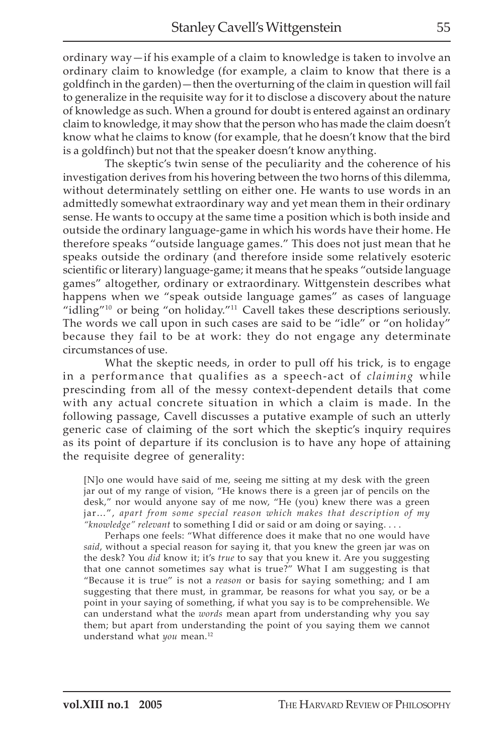ordinary way—if his example of a claim to knowledge is taken to involve an ordinary claim to knowledge (for example, a claim to know that there is a goldfinch in the garden)—then the overturning of the claim in question will fail to generalize in the requisite way for it to disclose a discovery about the nature of knowledge as such. When a ground for doubt is entered against an ordinary claim to knowledge, it may show that the person who has made the claim doesn't know what he claims to know (for example, that he doesn't know that the bird is a goldfinch) but not that the speaker doesn't know anything.

The skeptic's twin sense of the peculiarity and the coherence of his investigation derives from his hovering between the two horns of this dilemma, without determinately settling on either one. He wants to use words in an admittedly somewhat extraordinary way and yet mean them in their ordinary sense. He wants to occupy at the same time a position which is both inside and outside the ordinary language-game in which his words have their home. He therefore speaks "outside language games." This does not just mean that he speaks outside the ordinary (and therefore inside some relatively esoteric scientific or literary) language-game; it means that he speaks "outside language games" altogether, ordinary or extraordinary. Wittgenstein describes what happens when we "speak outside language games" as cases of language "idling"[10] or being "on holiday."[11] Cavell takes these descriptions seriously. The words we call upon in such cases are said to be "idle" or "on holiday" because they fail to be at work: they do not engage any determinate circumstances of use.

What the skeptic needs, in order to pull off his trick, is to engage in a performance that qualifies as a speech-act of *claiming* while prescinding from all of the messy context-dependent details that come with any actual concrete situation in which a claim is made. In the following passage, Cavell discusses a putative example of such an utterly generic case of claiming of the sort which the skeptic's inquiry requires as its point of departure if its conclusion is to have any hope of attaining the requisite degree of generality:

> [N]o one would have said of me, seeing me sitting at my desk with the green jar out of my range of vision, "He knows there is a green jar of pencils on the desk," nor would anyone say of me now, "He (you) knew there was a green jar…", *apart from some special reason which makes that description of my "knowledge" relevant* to something I did or said or am doing or saying. . . .
>
> Perhaps one feels: "What difference does it make that no one would have *said*, without a special reason for saying it, that you knew the green jar was on the desk? You *did* know it; it's *true* to say that you knew it. Are you suggesting that one cannot sometimes say what is true?" What I am suggesting is that "Because it is true" is not a *reason* or basis for saying something; and I am suggesting that there must, in grammar, be reasons for what you say, or be a point in your saying of something, if what you say is to be comprehensible. We can understand what the *words* mean apart from understanding why you say them; but apart from understanding the point of you saying them we cannot understand what *you* mean.[12]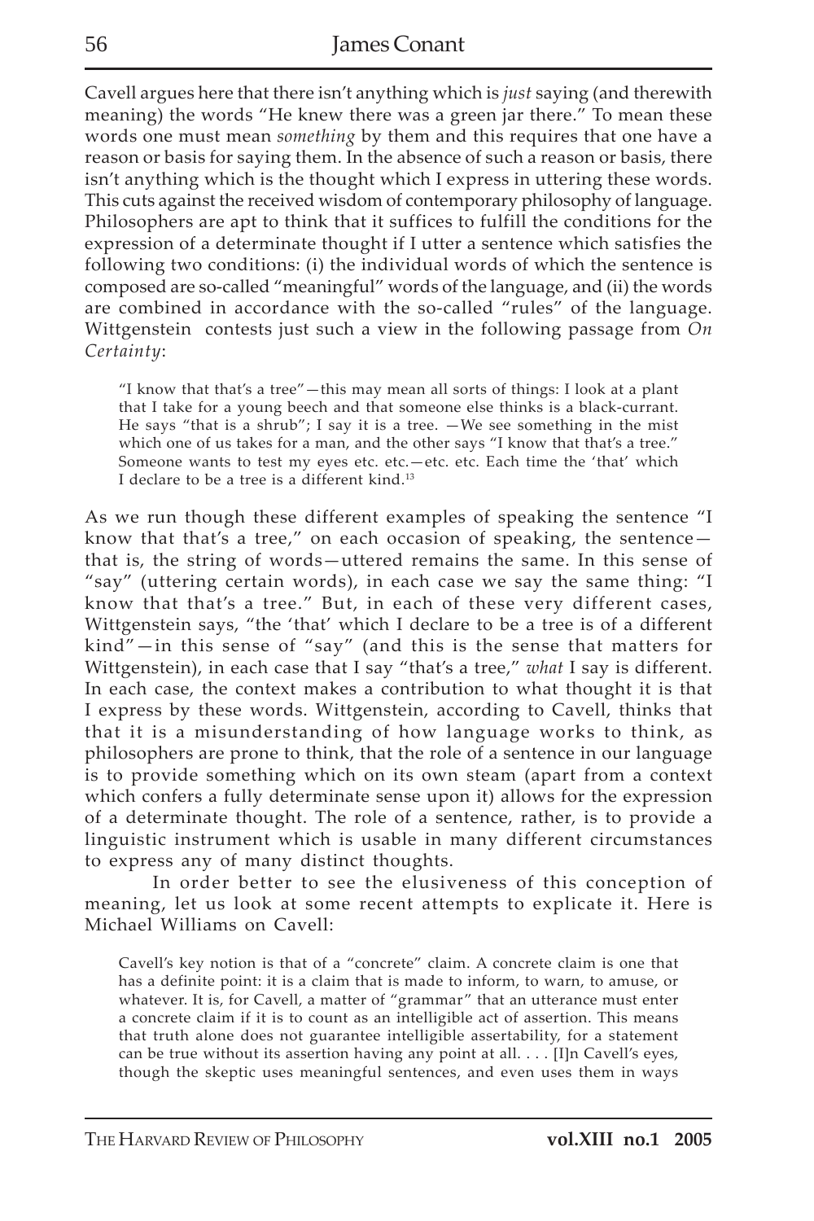Cavell argues here that there isn't anything which is *just* saying (and therewith meaning) the words "He knew there was a green jar there." To mean these words one must mean *something* by them and this requires that one have a reason or basis for saying them. In the absence of such a reason or basis, there isn't anything which is the thought which I express in uttering these words. This cuts against the received wisdom of contemporary philosophy of language. Philosophers are apt to think that it suffices to fulfill the conditions for the expression of a determinate thought if I utter a sentence which satisfies the following two conditions: (i) the individual words of which the sentence is composed are so-called "meaningful" words of the language, and (ii) the words are combined in accordance with the so-called "rules" of the language. Wittgenstein contests just such a view in the following passage from *On Certainty*:

> "I know that that's a tree"—this may mean all sorts of things: I look at a plant that I take for a young beech and that someone else thinks is a black-currant. He says "that is a shrub"; I say it is a tree. —We see something in the mist which one of us takes for a man, and the other says "I know that that's a tree." Someone wants to test my eyes etc. etc.—etc. etc. Each time the 'that' which I declare to be a tree is a different kind.[13]

As we run though these different examples of speaking the sentence "I know that that's a tree," on each occasion of speaking, the sentence—that is, the string of words—uttered remains the same. In this sense of "say" (uttering certain words), in each case we say the same thing: "I know that that's a tree." But, in each of these very different cases, Wittgenstein says, "the 'that' which I declare to be a tree is of a different kind"—in this sense of "say" (and this is the sense that matters for Wittgenstein), in each case that I say "that's a tree," *what* I say is different. In each case, the context makes a contribution to what thought it is that I express by these words. Wittgenstein, according to Cavell, thinks that that it is a misunderstanding of how language works to think, as philosophers are prone to think, that the role of a sentence in our language is to provide something which on its own steam (apart from a context which confers a fully determinate sense upon it) allows for the expression of a determinate thought. The role of a sentence, rather, is to provide a linguistic instrument which is usable in many different circumstances to express any of many distinct thoughts.

In order better to see the elusiveness of this conception of meaning, let us look at some recent attempts to explicate it. Here is Michael Williams on Cavell:

> Cavell's key notion is that of a "concrete" claim. A concrete claim is one that has a definite point: it is a claim that is made to inform, to warn, to amuse, or whatever. It is, for Cavell, a matter of "grammar" that an utterance must enter a concrete claim if it is to count as an intelligible act of assertion. This means that truth alone does not guarantee intelligible assertability, for a statement can be true without its assertion having any point at all. . . . [I]n Cavell's eyes, though the skeptic uses meaningful sentences, and even uses them in ways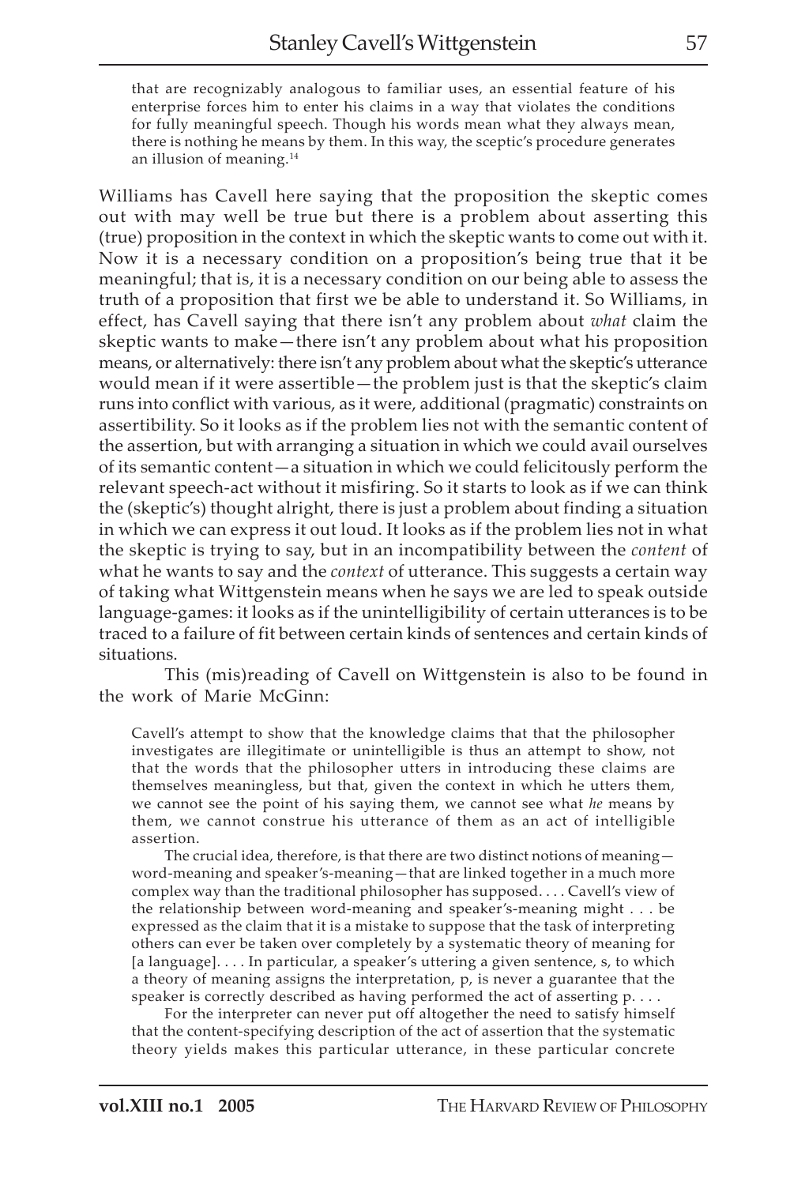> that are recognizably analogous to familiar uses, an essential feature of his enterprise forces him to enter his claims in a way that violates the conditions for fully meaningful speech. Though his words mean what they always mean, there is nothing he means by them. In this way, the sceptic's procedure generates an illusion of meaning.[14]

Williams has Cavell here saying that the proposition the skeptic comes out with may well be true but there is a problem about asserting this (true) proposition in the context in which the skeptic wants to come out with it. Now it is a necessary condition on a proposition's being true that it be meaningful; that is, it is a necessary condition on our being able to assess the truth of a proposition that first we be able to understand it. So Williams, in effect, has Cavell saying that there isn't any problem about *what* claim the skeptic wants to make—there isn't any problem about what his proposition means, or alternatively: there isn't any problem about what the skeptic's utterance would mean if it were assertible—the problem just is that the skeptic's claim runs into conflict with various, as it were, additional (pragmatic) constraints on assertibility. So it looks as if the problem lies not with the semantic content of the assertion, but with arranging a situation in which we could avail ourselves of its semantic content—a situation in which we could felicitously perform the relevant speech-act without it misfiring. So it starts to look as if we can think the (skeptic's) thought alright, there is just a problem about finding a situation in which we can express it out loud. It looks as if the problem lies not in what the skeptic is trying to say, but in an incompatibility between the *content* of what he wants to say and the *context* of utterance. This suggests a certain way of taking what Wittgenstein means when he says we are led to speak outside language-games: it looks as if the unintelligibility of certain utterances is to be traced to a failure of fit between certain kinds of sentences and certain kinds of situations.

This (mis)reading of Cavell on Wittgenstein is also to be found in the work of Marie McGinn:

> Cavell's attempt to show that the knowledge claims that that the philosopher investigates are illegitimate or unintelligible is thus an attempt to show, not that the words that the philosopher utters in introducing these claims are themselves meaningless, but that, given the context in which he utters them, we cannot see the point of his saying them, we cannot see what *he* means by them, we cannot construe his utterance of them as an act of intelligible assertion.
>
> The crucial idea, therefore, is that there are two distinct notions of meaning—word-meaning and speaker's-meaning—that are linked together in a much more complex way than the traditional philosopher has supposed. . . . Cavell's view of the relationship between word-meaning and speaker's-meaning might . . . be expressed as the claim that it is a mistake to suppose that the task of interpreting others can ever be taken over completely by a systematic theory of meaning for [a language]. . . . In particular, a speaker's uttering a given sentence, s, to which a theory of meaning assigns the interpretation, p, is never a guarantee that the speaker is correctly described as having performed the act of asserting p. . . .
>
> For the interpreter can never put off altogether the need to satisfy himself that the content-specifying description of the act of assertion that the systematic theory yields makes this particular utterance, in these particular concrete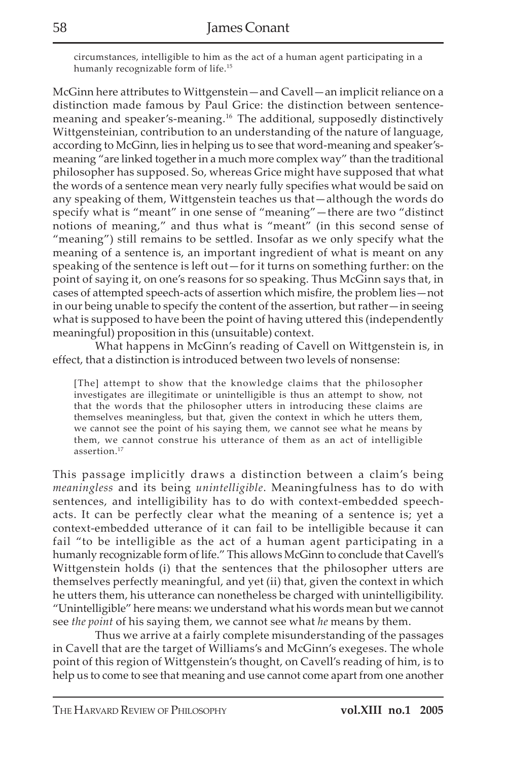circumstances, intelligible to him as the act of a human agent participating in a humanly recognizable form of life.[15]

McGinn here attributes to Wittgenstein—and Cavell—an implicit reliance on a distinction made famous by Paul Grice: the distinction between sentence-meaning and speaker's-meaning.[16] The additional, supposedly distinctively Wittgensteinian, contribution to an understanding of the nature of language, according to McGinn, lies in helping us to see that word-meaning and speaker's-meaning "are linked together in a much more complex way" than the traditional philosopher has supposed. So, whereas Grice might have supposed that what the words of a sentence mean very nearly fully specifies what would be said on any speaking of them, Wittgenstein teaches us that—although the words do specify what is "meant" in one sense of "meaning"—there are two "distinct notions of meaning," and thus what is "meant" (in this second sense of "meaning") still remains to be settled. Insofar as we only specify what the meaning of a sentence is, an important ingredient of what is meant on any speaking of the sentence is left out—for it turns on something further: on the point of saying it, on one's reasons for so speaking. Thus McGinn says that, in cases of attempted speech-acts of assertion which misfire, the problem lies—not in our being unable to specify the content of the assertion, but rather—in seeing what is supposed to have been the point of having uttered this (independently meaningful) proposition in this (unsuitable) context.

What happens in McGinn's reading of Cavell on Wittgenstein is, in effect, that a distinction is introduced between two levels of nonsense:

> [The] attempt to show that the knowledge claims that the philosopher investigates are illegitimate or unintelligible is thus an attempt to show, not that the words that the philosopher utters in introducing these claims are themselves meaningless, but that, given the context in which he utters them, we cannot see the point of his saying them, we cannot see what he means by them, we cannot construe his utterance of them as an act of intelligible assertion.[17]

This passage implicitly draws a distinction between a claim's being *meaningless* and its being *unintelligible*. Meaningfulness has to do with sentences, and intelligibility has to do with context-embedded speech-acts. It can be perfectly clear what the meaning of a sentence is; yet a context-embedded utterance of it can fail to be intelligible because it can fail "to be intelligible as the act of a human agent participating in a humanly recognizable form of life." This allows McGinn to conclude that Cavell's Wittgenstein holds (i) that the sentences that the philosopher utters are themselves perfectly meaningful, and yet (ii) that, given the context in which he utters them, his utterance can nonetheless be charged with unintelligibility. "Unintelligible" here means: we understand what his words mean but we cannot see *the point* of his saying them, we cannot see what *he* means by them.

Thus we arrive at a fairly complete misunderstanding of the passages in Cavell that are the target of Williams's and McGinn's exegeses. The whole point of this region of Wittgenstein's thought, on Cavell's reading of him, is to help us to come to see that meaning and use cannot come apart from one another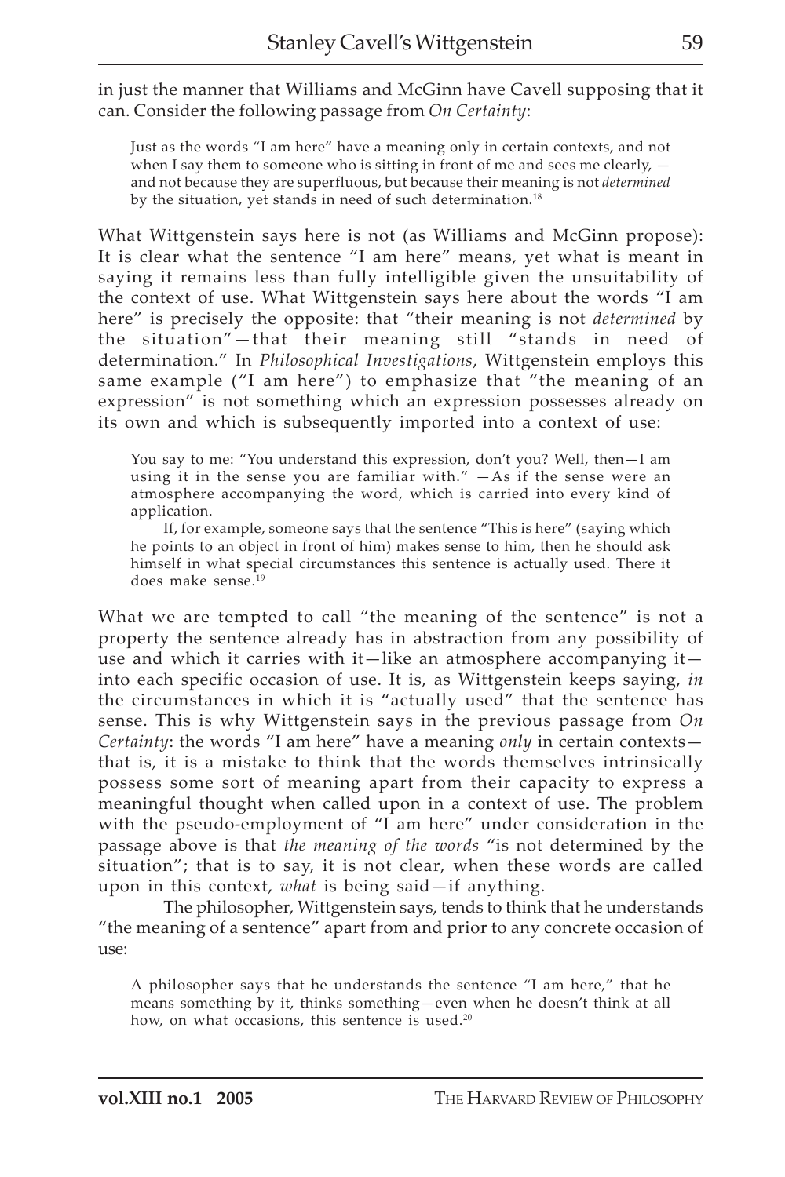in just the manner that Williams and McGinn have Cavell supposing that it can. Consider the following passage from *On Certainty*:

> Just as the words "I am here" have a meaning only in certain contexts, and not when I say them to someone who is sitting in front of me and sees me clearly, — and not because they are superfluous, but because their meaning is not *determined* by the situation, yet stands in need of such determination.[18]

What Wittgenstein says here is not (as Williams and McGinn propose): It is clear what the sentence "I am here" means, yet what is meant in saying it remains less than fully intelligible given the unsuitability of the context of use. What Wittgenstein says here about the words "I am here" is precisely the opposite: that "their meaning is not *determined* by the situation"—that their meaning still "stands in need of determination." In *Philosophical Investigations*, Wittgenstein employs this same example ("I am here") to emphasize that "the meaning of an expression" is not something which an expression possesses already on its own and which is subsequently imported into a context of use:

> You say to me: "You understand this expression, don't you? Well, then—I am using it in the sense you are familiar with." —As if the sense were an atmosphere accompanying the word, which is carried into every kind of application.
>
> If, for example, someone says that the sentence "This is here" (saying which he points to an object in front of him) makes sense to him, then he should ask himself in what special circumstances this sentence is actually used. There it does make sense.[19]

What we are tempted to call "the meaning of the sentence" is not a property the sentence already has in abstraction from any possibility of use and which it carries with it—like an atmosphere accompanying it—into each specific occasion of use. It is, as Wittgenstein keeps saying, *in* the circumstances in which it is "actually used" that the sentence has sense. This is why Wittgenstein says in the previous passage from *On Certainty*: the words "I am here" have a meaning *only* in certain contexts—that is, it is a mistake to think that the words themselves intrinsically possess some sort of meaning apart from their capacity to express a meaningful thought when called upon in a context of use. The problem with the pseudo-employment of "I am here" under consideration in the passage above is that *the meaning of the words* "is not determined by the situation"; that is to say, it is not clear, when these words are called upon in this context, *what* is being said—if anything.

The philosopher, Wittgenstein says, tends to think that he understands "the meaning of a sentence" apart from and prior to any concrete occasion of use:

> A philosopher says that he understands the sentence "I am here," that he means something by it, thinks something—even when he doesn't think at all how, on what occasions, this sentence is used.[20]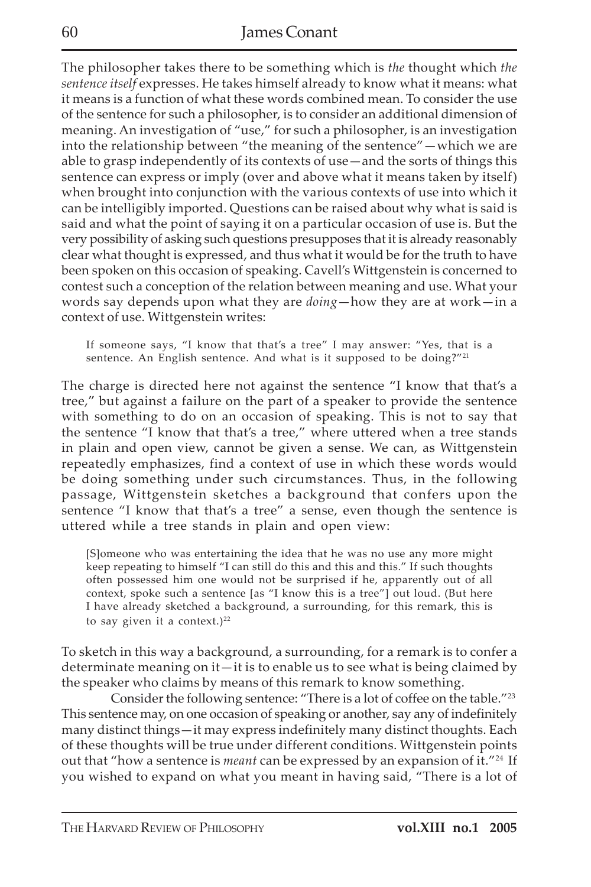The philosopher takes there to be something which is *the* thought which *the sentence itself* expresses. He takes himself already to know what it means: what it means is a function of what these words combined mean. To consider the use of the sentence for such a philosopher, is to consider an additional dimension of meaning. An investigation of "use," for such a philosopher, is an investigation into the relationship between "the meaning of the sentence"—which we are able to grasp independently of its contexts of use—and the sorts of things this sentence can express or imply (over and above what it means taken by itself) when brought into conjunction with the various contexts of use into which it can be intelligibly imported. Questions can be raised about why what is said is said and what the point of saying it on a particular occasion of use is. But the very possibility of asking such questions presupposes that it is already reasonably clear what thought is expressed, and thus what it would be for the truth to have been spoken on this occasion of speaking. Cavell's Wittgenstein is concerned to contest such a conception of the relation between meaning and use. What your words say depends upon what they are *doing*—how they are at work—in a context of use. Wittgenstein writes:

> If someone says, "I know that that's a tree" I may answer: "Yes, that is a sentence. An English sentence. And what is it supposed to be doing?"[21]

The charge is directed here not against the sentence "I know that that's a tree," but against a failure on the part of a speaker to provide the sentence with something to do on an occasion of speaking. This is not to say that the sentence "I know that that's a tree," where uttered when a tree stands in plain and open view, cannot be given a sense. We can, as Wittgenstein repeatedly emphasizes, find a context of use in which these words would be doing something under such circumstances. Thus, in the following passage, Wittgenstein sketches a background that confers upon the sentence "I know that that's a tree" a sense, even though the sentence is uttered while a tree stands in plain and open view:

> [S]omeone who was entertaining the idea that he was no use any more might keep repeating to himself "I can still do this and this and this." If such thoughts often possessed him one would not be surprised if he, apparently out of all context, spoke such a sentence [as "I know this is a tree"] out loud. (But here I have already sketched a background, a surrounding, for this remark, this is to say given it a context.)[22]

To sketch in this way a background, a surrounding, for a remark is to confer a determinate meaning on it—it is to enable us to see what is being claimed by the speaker who claims by means of this remark to know something.

Consider the following sentence: "There is a lot of coffee on the table."[23] This sentence may, on one occasion of speaking or another, say any of indefinitely many distinct things—it may express indefinitely many distinct thoughts. Each of these thoughts will be true under different conditions. Wittgenstein points out that "how a sentence is *meant* can be expressed by an expansion of it."[24] If you wished to expand on what you meant in having said, "There is a lot of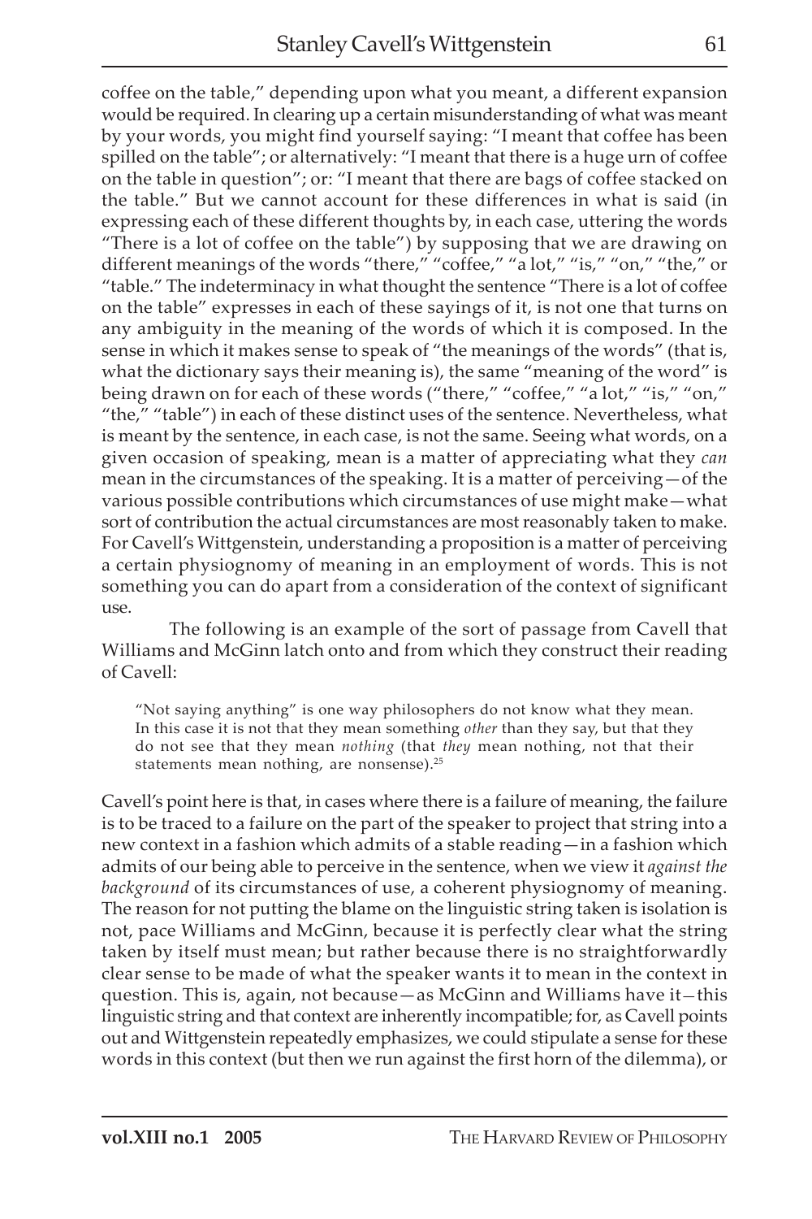coffee on the table," depending upon what you meant, a different expansion would be required. In clearing up a certain misunderstanding of what was meant by your words, you might find yourself saying: "I meant that coffee has been spilled on the table"; or alternatively: "I meant that there is a huge urn of coffee on the table in question"; or: "I meant that there are bags of coffee stacked on the table." But we cannot account for these differences in what is said (in expressing each of these different thoughts by, in each case, uttering the words "There is a lot of coffee on the table") by supposing that we are drawing on different meanings of the words "there," "coffee," "a lot," "is," "on," "the," or "table." The indeterminacy in what thought the sentence "There is a lot of coffee on the table" expresses in each of these sayings of it, is not one that turns on any ambiguity in the meaning of the words of which it is composed. In the sense in which it makes sense to speak of "the meanings of the words" (that is, what the dictionary says their meaning is), the same "meaning of the word" is being drawn on for each of these words ("there," "coffee," "a lot," "is," "on," "the," "table") in each of these distinct uses of the sentence. Nevertheless, what is meant by the sentence, in each case, is not the same. Seeing what words, on a given occasion of speaking, mean is a matter of appreciating what they *can* mean in the circumstances of the speaking. It is a matter of perceiving—of the various possible contributions which circumstances of use might make—what sort of contribution the actual circumstances are most reasonably taken to make. For Cavell's Wittgenstein, understanding a proposition is a matter of perceiving a certain physiognomy of meaning in an employment of words. This is not something you can do apart from a consideration of the context of significant use.

The following is an example of the sort of passage from Cavell that Williams and McGinn latch onto and from which they construct their reading of Cavell:

> "Not saying anything" is one way philosophers do not know what they mean. In this case it is not that they mean something *other* than they say, but that they do not see that they mean *nothing* (that *they* mean nothing, not that their statements mean nothing, are nonsense).[25]

Cavell's point here is that, in cases where there is a failure of meaning, the failure is to be traced to a failure on the part of the speaker to project that string into a new context in a fashion which admits of a stable reading—in a fashion which admits of our being able to perceive in the sentence, when we view it *against the background* of its circumstances of use, a coherent physiognomy of meaning. The reason for not putting the blame on the linguistic string taken is isolation is not, pace Williams and McGinn, because it is perfectly clear what the string taken by itself must mean; but rather because there is no straightforwardly clear sense to be made of what the speaker wants it to mean in the context in question. This is, again, not because—as McGinn and Williams have it—this linguistic string and that context are inherently incompatible; for, as Cavell points out and Wittgenstein repeatedly emphasizes, we could stipulate a sense for these words in this context (but then we run against the first horn of the dilemma), or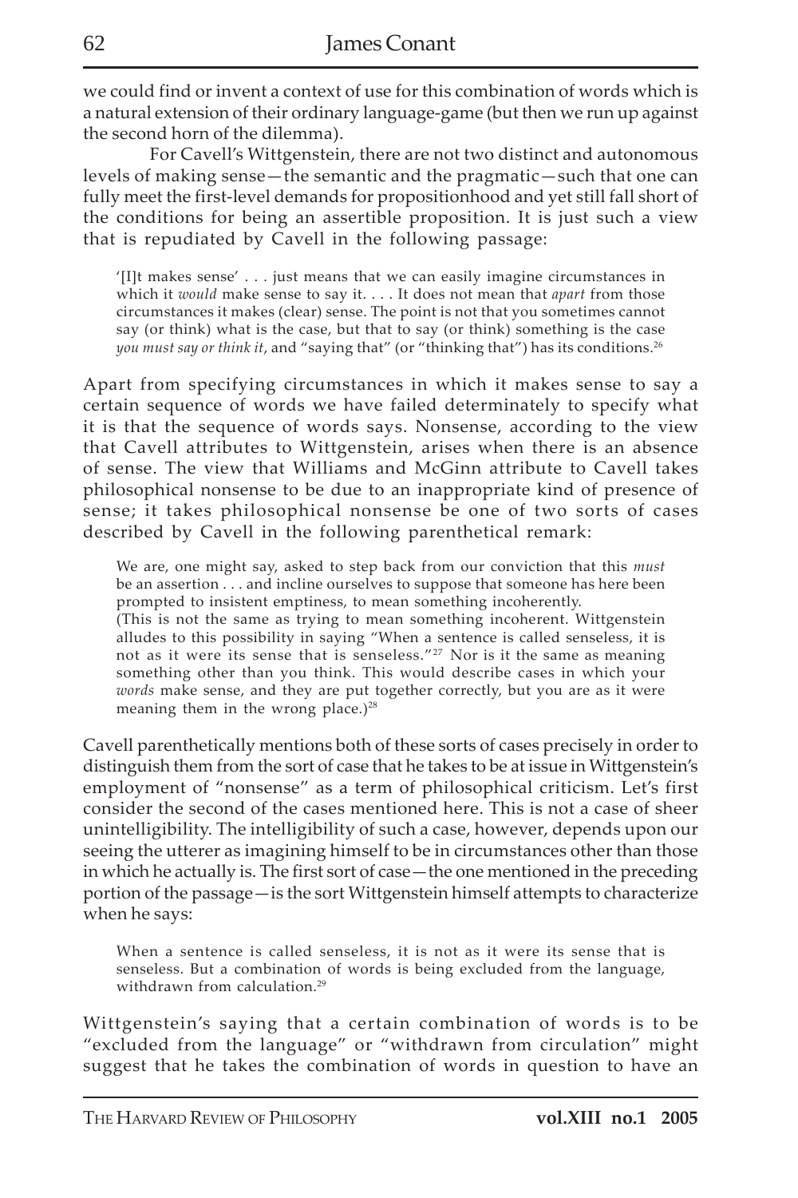we could find or invent a context of use for this combination of words which is a natural extension of their ordinary language-game (but then we run up against the second horn of the dilemma).

For Cavell's Wittgenstein, there are not two distinct and autonomous levels of making sense—the semantic and the pragmatic—such that one can fully meet the first-level demands for propositionhood and yet still fall short of the conditions for being an assertible proposition. It is just such a view that is repudiated by Cavell in the following passage:

> '[I]t makes sense' . . . just means that we can easily imagine circumstances in which it *would* make sense to say it. . . . It does not mean that *apart* from those circumstances it makes (clear) sense. The point is not that you sometimes cannot say (or think) what is the case, but that to say (or think) something is the case *you must say or think it*, and "saying that" (or "thinking that") has its conditions.[26]

Apart from specifying circumstances in which it makes sense to say a certain sequence of words we have failed determinately to specify what it is that the sequence of words says. Nonsense, according to the view that Cavell attributes to Wittgenstein, arises when there is an absence of sense. The view that Williams and McGinn attribute to Cavell takes philosophical nonsense to be due to an inappropriate kind of presence of sense; it takes philosophical nonsense be one of two sorts of cases described by Cavell in the following parenthetical remark:

> We are, one might say, asked to step back from our conviction that this *must* be an assertion . . . and incline ourselves to suppose that someone has here been prompted to insistent emptiness, to mean something incoherently.
> (This is not the same as trying to mean something incoherent. Wittgenstein alludes to this possibility in saying "When a sentence is called senseless, it is not as it were its sense that is senseless."[27] Nor is it the same as meaning something other than you think. This would describe cases in which your *words* make sense, and they are put together correctly, but you are as it were meaning them in the wrong place.)[28]

Cavell parenthetically mentions both of these sorts of cases precisely in order to distinguish them from the sort of case that he takes to be at issue in Wittgenstein's employment of "nonsense" as a term of philosophical criticism. Let's first consider the second of the cases mentioned here. This is not a case of sheer unintelligibility. The intelligibility of such a case, however, depends upon our seeing the utterer as imagining himself to be in circumstances other than those in which he actually is. The first sort of case—the one mentioned in the preceding portion of the passage—is the sort Wittgenstein himself attempts to characterize when he says:

> When a sentence is called senseless, it is not as it were its sense that is senseless. But a combination of words is being excluded from the language, withdrawn from calculation.[29]

Wittgenstein's saying that a certain combination of words is to be "excluded from the language" or "withdrawn from circulation" might suggest that he takes the combination of words in question to have an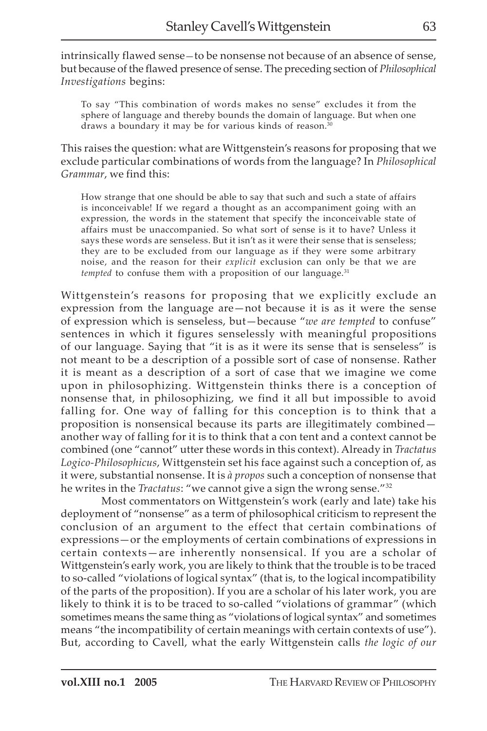intrinsically flawed sense—to be nonsense not because of an absence of sense, but because of the flawed presence of sense. The preceding section of *Philosophical Investigations* begins:

> To say "This combination of words makes no sense" excludes it from the sphere of language and thereby bounds the domain of language. But when one draws a boundary it may be for various kinds of reason.[30]

This raises the question: what are Wittgenstein's reasons for proposing that we exclude particular combinations of words from the language? In *Philosophical Grammar*, we find this:

> How strange that one should be able to say that such and such a state of affairs is inconceivable! If we regard a thought as an accompaniment going with an expression, the words in the statement that specify the inconceivable state of affairs must be unaccompanied. So what sort of sense is it to have? Unless it says these words are senseless. But it isn't as it were their sense that is senseless; they are to be excluded from our language as if they were some arbitrary noise, and the reason for their *explicit* exclusion can only be that we are *tempted* to confuse them with a proposition of our language.[31]

Wittgenstein's reasons for proposing that we explicitly exclude an expression from the language are—not because it is as it were the sense of expression which is senseless, but—because "*we are tempted* to confuse" sentences in which it figures senselessly with meaningful propositions of our language. Saying that "it is as it were its sense that is senseless" is not meant to be a description of a possible sort of case of nonsense. Rather it is meant as a description of a sort of case that we imagine we come upon in philosophizing. Wittgenstein thinks there is a conception of nonsense that, in philosophizing, we find it all but impossible to avoid falling for. One way of falling for this conception is to think that a proposition is nonsensical because its parts are illegitimately combined—another way of falling for it is to think that a con tent and a context cannot be combined (one "cannot" utter these words in this context). Already in *Tractatus Logico-Philosophicus*, Wittgenstein set his face against such a conception of, as it were, substantial nonsense. It is *à propos* such a conception of nonsense that he writes in the *Tractatus*: "we cannot give a sign the wrong sense."[32]

Most commentators on Wittgenstein's work (early and late) take his deployment of "nonsense" as a term of philosophical criticism to represent the conclusion of an argument to the effect that certain combinations of expressions—or the employments of certain combinations of expressions in certain contexts—are inherently nonsensical. If you are a scholar of Wittgenstein's early work, you are likely to think that the trouble is to be traced to so-called "violations of logical syntax" (that is, to the logical incompatibility of the parts of the proposition). If you are a scholar of his later work, you are likely to think it is to be traced to so-called "violations of grammar" (which sometimes means the same thing as "violations of logical syntax" and sometimes means "the incompatibility of certain meanings with certain contexts of use"). But, according to Cavell, what the early Wittgenstein calls *the logic of our*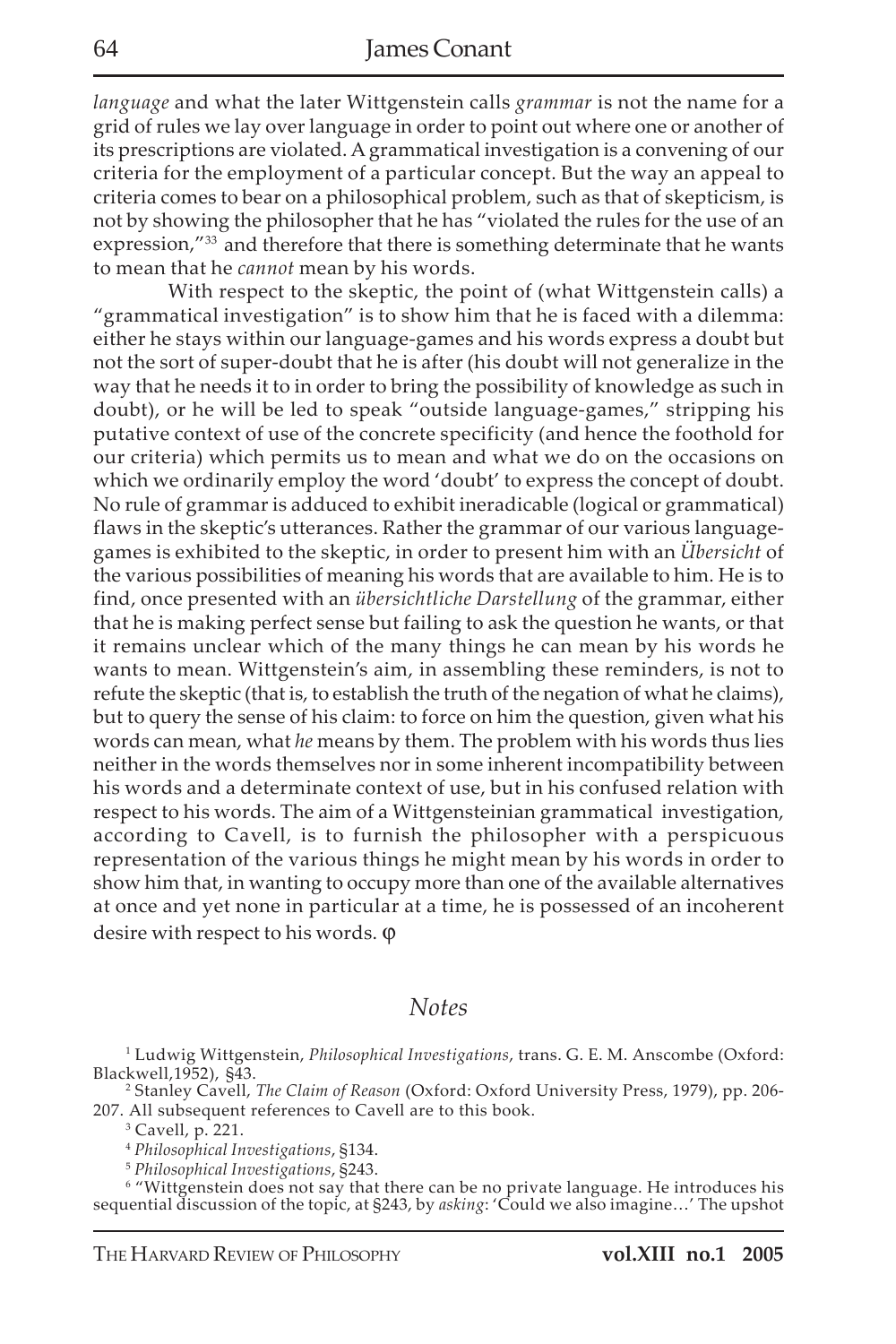*language* and what the later Wittgenstein calls *grammar* is not the name for a grid of rules we lay over language in order to point out where one or another of its prescriptions are violated. A grammatical investigation is a convening of our criteria for the employment of a particular concept. But the way an appeal to criteria comes to bear on a philosophical problem, such as that of skepticism, is not by showing the philosopher that he has "violated the rules for the use of an expression,"[33] and therefore that there is something determinate that he wants to mean that he *cannot* mean by his words.

With respect to the skeptic, the point of (what Wittgenstein calls) a "grammatical investigation" is to show him that he is faced with a dilemma: either he stays within our language-games and his words express a doubt but not the sort of super-doubt that he is after (his doubt will not generalize in the way that he needs it to in order to bring the possibility of knowledge as such in doubt), or he will be led to speak "outside language-games," stripping his putative context of use of the concrete specificity (and hence the foothold for our criteria) which permits us to mean and what we do on the occasions on which we ordinarily employ the word 'doubt' to express the concept of doubt. No rule of grammar is adduced to exhibit ineradicable (logical or grammatical) flaws in the skeptic's utterances. Rather the grammar of our various language-games is exhibited to the skeptic, in order to present him with an *Übersicht* of the various possibilities of meaning his words that are available to him. He is to find, once presented with an *übersichtliche Darstellung* of the grammar, either that he is making perfect sense but failing to ask the question he wants, or that it remains unclear which of the many things he can mean by his words he wants to mean. Wittgenstein's aim, in assembling these reminders, is not to refute the skeptic (that is, to establish the truth of the negation of what he claims), but to query the sense of his claim: to force on him the question, given what his words can mean, what *he* means by them. The problem with his words thus lies neither in the words themselves nor in some inherent incompatibility between his words and a determinate context of use, but in his confused relation with respect to his words. The aim of a Wittgensteinian grammatical investigation, according to Cavell, is to furnish the philosopher with a perspicuous representation of the various things he might mean by his words in order to show him that, in wanting to occupy more than one of the available alternatives at once and yet none in particular at a time, he is possessed of an incoherent desire with respect to his words. φ

## Notes

1 Ludwig Wittgenstein, *Philosophical Investigations*, trans. G. E. M. Anscombe (Oxford: Blackwell,1952), §43.

2 Stanley Cavell, *The Claim of Reason* (Oxford: Oxford University Press, 1979), pp. 206-207. All subsequent references to Cavell are to this book.

3 Cavell, p. 221.

4 *Philosophical Investigations*, §134.

5 *Philosophical Investigations*, §243.

6 "Wittgenstein does not say that there can be no private language. He introduces his sequential discussion of the topic, at §243, by *asking*: 'Could we also imagine…' The upshot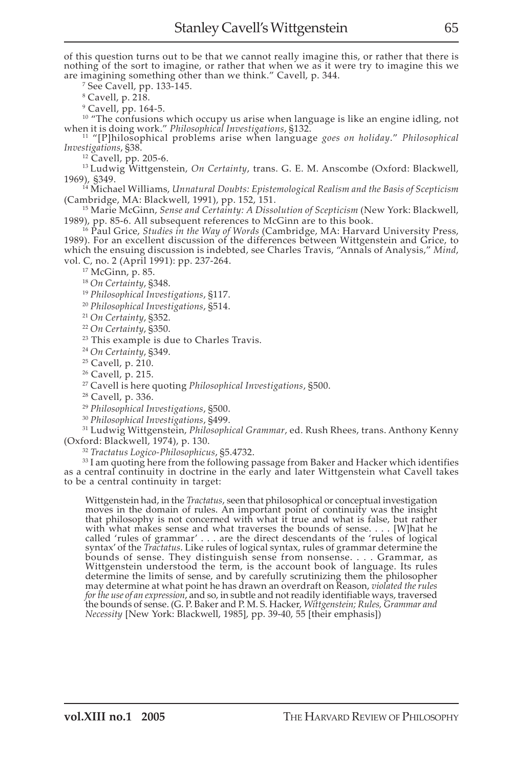of this question turns out to be that we cannot really imagine this, or rather that there is nothing of the sort to imagine, or rather that when we as it were try to imagine this we are imagining something other than we think." Cavell, p. 344.

[7] See Cavell, pp. 133-145.

[8] Cavell, p. 218.

[9] Cavell, pp. 164-5.

[10] "The confusions which occupy us arise when language is like an engine idling, not when it is doing work." *Philosophical Investigations*, §132.

[11] "[P]hilosophical problems arise when language *goes on holiday*." *Philosophical Investigations*, §38.

[12] Cavell, pp. 205-6.

[13] Ludwig Wittgenstein, *On Certainty*, trans. G. E. M. Anscombe (Oxford: Blackwell, 1969), §349.

[14] Michael Williams, *Unnatural Doubts: Epistemological Realism and the Basis of Scepticism* (Cambridge, MA: Blackwell, 1991), pp. 152, 151.

[15] Marie McGinn, *Sense and Certainty: A Dissolution of Scepticism* (New York: Blackwell, 1989), pp. 85-6. All subsequent references to McGinn are to this book.

[16] Paul Grice, *Studies in the Way of Words* (Cambridge, MA: Harvard University Press, 1989). For an excellent discussion of the differences between Wittgenstein and Grice, to which the ensuing discussion is indebted, see Charles Travis, "Annals of Analysis," *Mind*, vol. C, no. 2 (April 1991): pp. 237-264.

[17] McGinn, p. 85.

[18] *On Certainty*, §348.

[19] *Philosophical Investigations*, §117.

[20] *Philosophical Investigations*, §514.

[21] *On Certainty*, §352.

[22] *On Certainty*, §350.

[23] This example is due to Charles Travis.

[24] *On Certainty*, §349.

[25] Cavell, p. 210.

[26] Cavell, p. 215.

[27] Cavell is here quoting *Philosophical Investigations*, §500.

[28] Cavell, p. 336.

[29] *Philosophical Investigations*, §500.

[30] *Philosophical Investigations*, §499.

[31] Ludwig Wittgenstein, *Philosophical Grammar*, ed. Rush Rhees, trans. Anthony Kenny (Oxford: Blackwell, 1974), p. 130.

[32] *Tractatus Logico-Philosophicus*, §5.4732.

[33] I am quoting here from the following passage from Baker and Hacker which identifies as a central continuity in doctrine in the early and later Wittgenstein what Cavell takes to be a central continuity in target:

> Wittgenstein had, in the *Tractatus*, seen that philosophical or conceptual investigation moves in the domain of rules. An important point of continuity was the insight that philosophy is not concerned with what it true and what is false, but rather with what makes sense and what traverses the bounds of sense. . . . [W]hat he called 'rules of grammar' . . . are the direct descendants of the 'rules of logical syntax' of the *Tractatus*. Like rules of logical syntax, rules of grammar determine the bounds of sense. They distinguish sense from nonsense. . . . Grammar, as Wittgenstein understood the term, is the account book of language. Its rules determine the limits of sense, and by carefully scrutinizing them the philosopher may determine at what point he has drawn an overdraft on Reason, *violated the rules for the use of an expression*, and so, in subtle and not readily identifiable ways, traversed the bounds of sense. (G. P. Baker and P. M. S. Hacker, *Wittgenstein; Rules, Grammar and Necessity* [New York: Blackwell, 1985], pp. 39-40, 55 [their emphasis])